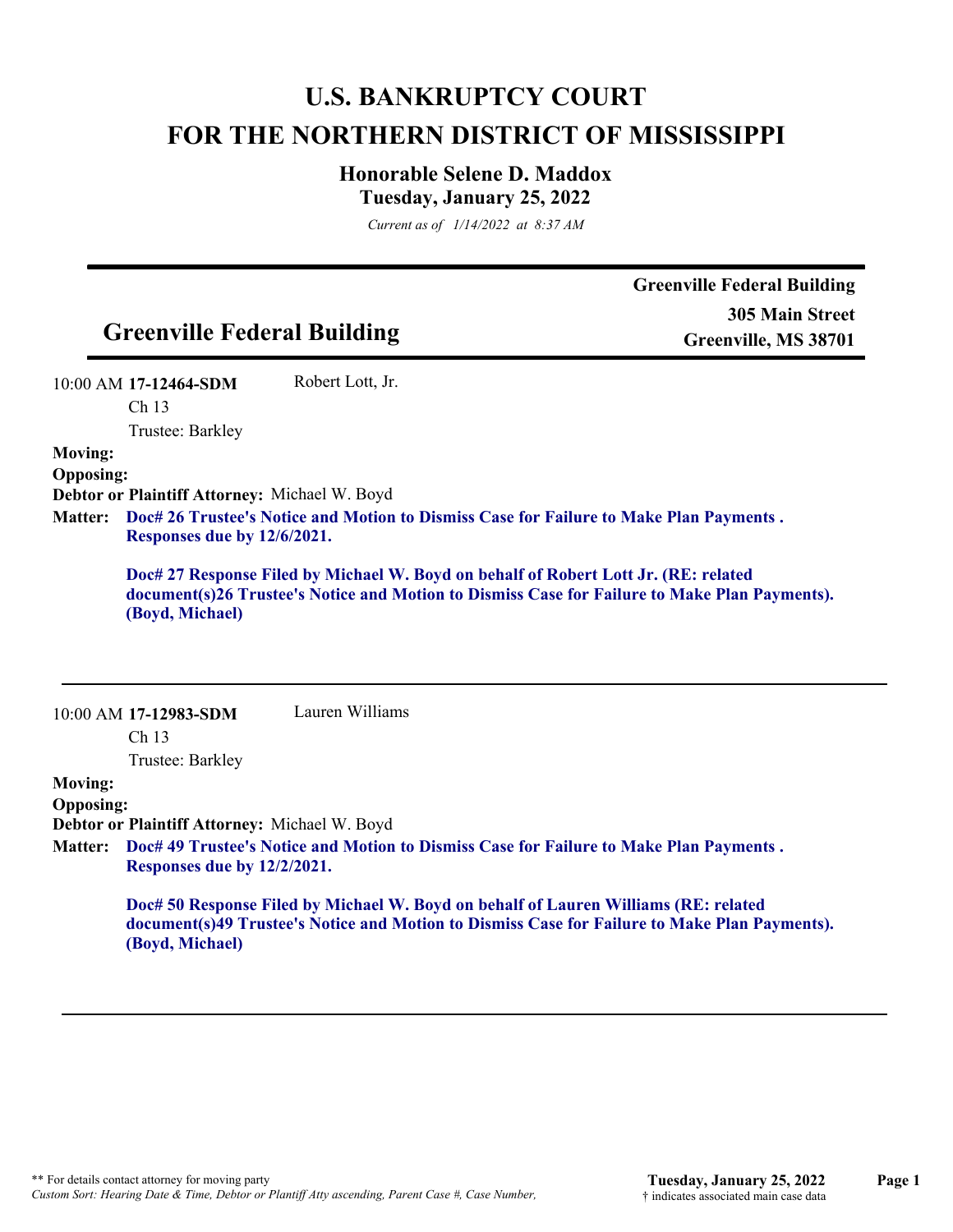# U.S. BANKRUPTCY COURT
# FOR THE NORTHERN DISTRICT OF MISSISSIPPI

## Honorable Selene D. Maddox
### Tuesday, January 25, 2022

*Current as of 1/14/2022 at 8:37 AM*

---

**Greenville Federal Building**
**305 Main Street**
**Greenville, MS 38701**

## Greenville Federal Building

---

10:00 AM **17-12464-SDM** Robert Lott, Jr.
Ch 13
Trustee: Barkley

**Moving:**
**Opposing:**
**Debtor or Plaintiff Attorney:** Michael W. Boyd
**Matter:** **Doc# 26 Trustee's Notice and Motion to Dismiss Case for Failure to Make Plan Payments . Responses due by 12/6/2021.**

**Doc# 27 Response Filed by Michael W. Boyd on behalf of Robert Lott Jr. (RE: related document(s)26 Trustee's Notice and Motion to Dismiss Case for Failure to Make Plan Payments). (Boyd, Michael)**

---

10:00 AM **17-12983-SDM** Lauren Williams
Ch 13
Trustee: Barkley

**Moving:**
**Opposing:**
**Debtor or Plaintiff Attorney:** Michael W. Boyd
**Matter:** **Doc# 49 Trustee's Notice and Motion to Dismiss Case for Failure to Make Plan Payments . Responses due by 12/2/2021.**

**Doc# 50 Response Filed by Michael W. Boyd on behalf of Lauren Williams (RE: related document(s)49 Trustee's Notice and Motion to Dismiss Case for Failure to Make Plan Payments). (Boyd, Michael)**

---

** For details contact attorney for moving party
*Custom Sort: Hearing Date & Time, Debtor or Plantiff Atty ascending, Parent Case #, Case Number,*
† indicates associated main case data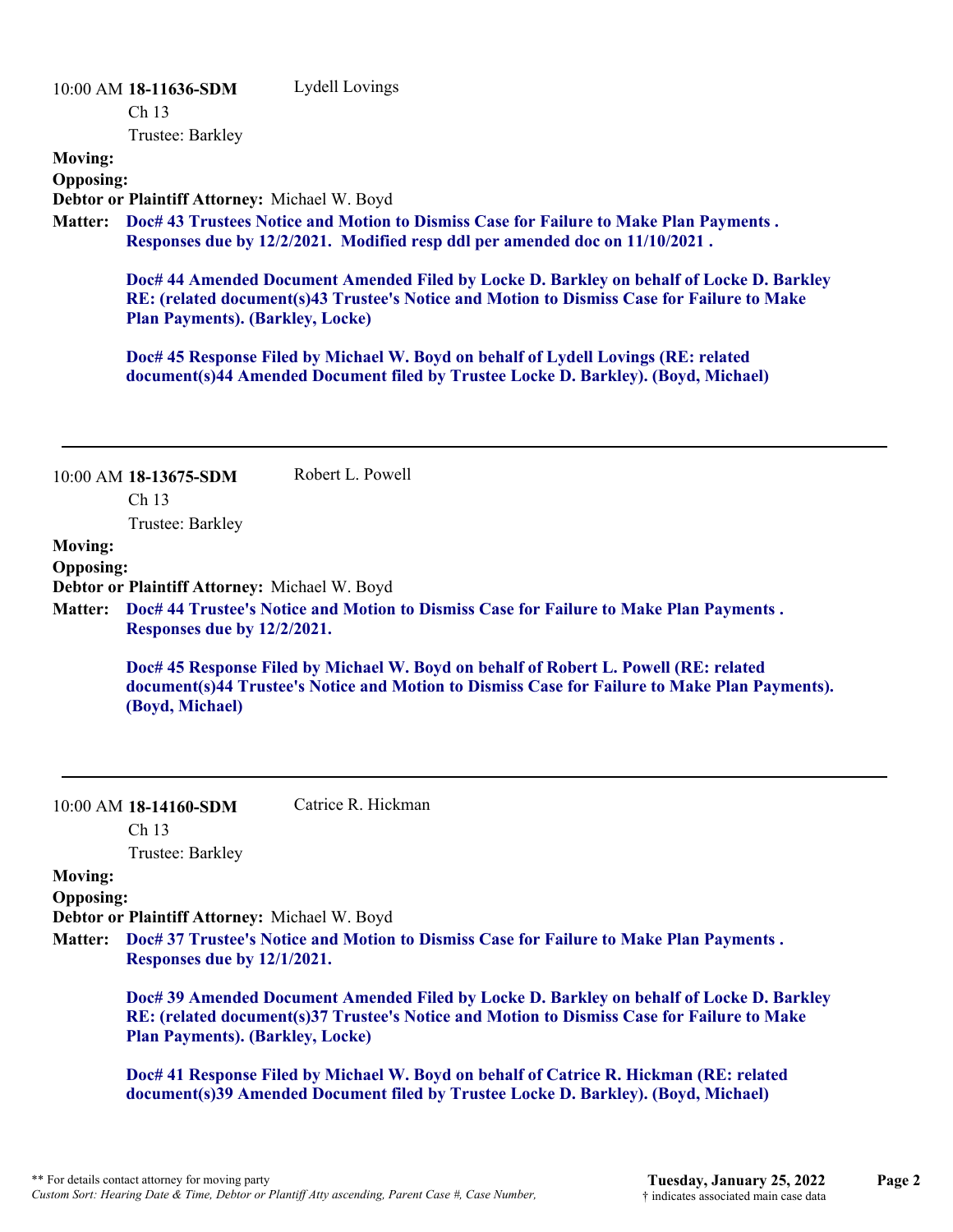10:00 AM **18-11636-SDM** Lydell Lovings
Ch 13
Trustee: Barkley

**Moving:**
**Opposing:**
**Debtor or Plaintiff Attorney:** Michael W. Boyd

**Matter:** **Doc# 43 Trustees Notice and Motion to Dismiss Case for Failure to Make Plan Payments . Responses due by 12/2/2021. Modified resp ddl per amended doc on 11/10/2021 .**

**Doc# 44 Amended Document Amended Filed by Locke D. Barkley on behalf of Locke D. Barkley RE: (related document(s)43 Trustee's Notice and Motion to Dismiss Case for Failure to Make Plan Payments). (Barkley, Locke)**

**Doc# 45 Response Filed by Michael W. Boyd on behalf of Lydell Lovings (RE: related document(s)44 Amended Document filed by Trustee Locke D. Barkley). (Boyd, Michael)**

---

10:00 AM **18-13675-SDM** Robert L. Powell
Ch 13
Trustee: Barkley

**Moving:**
**Opposing:**
**Debtor or Plaintiff Attorney:** Michael W. Boyd

**Matter:** **Doc# 44 Trustee's Notice and Motion to Dismiss Case for Failure to Make Plan Payments . Responses due by 12/2/2021.**

**Doc# 45 Response Filed by Michael W. Boyd on behalf of Robert L. Powell (RE: related document(s)44 Trustee's Notice and Motion to Dismiss Case for Failure to Make Plan Payments). (Boyd, Michael)**

---

10:00 AM **18-14160-SDM** Catrice R. Hickman
Ch 13
Trustee: Barkley

**Moving:**
**Opposing:**
**Debtor or Plaintiff Attorney:** Michael W. Boyd

**Matter:** **Doc# 37 Trustee's Notice and Motion to Dismiss Case for Failure to Make Plan Payments . Responses due by 12/1/2021.**

**Doc# 39 Amended Document Amended Filed by Locke D. Barkley on behalf of Locke D. Barkley RE: (related document(s)37 Trustee's Notice and Motion to Dismiss Case for Failure to Make Plan Payments). (Barkley, Locke)**

**Doc# 41 Response Filed by Michael W. Boyd on behalf of Catrice R. Hickman (RE: related document(s)39 Amended Document filed by Trustee Locke D. Barkley). (Boyd, Michael)**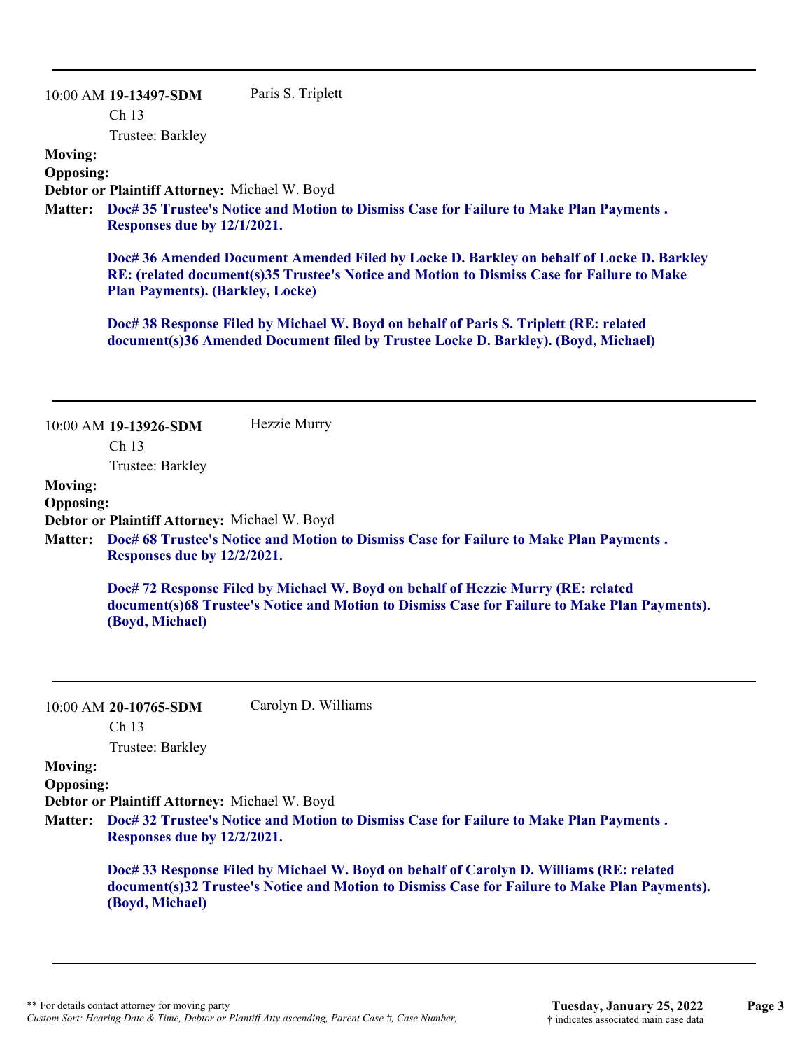---

10:00 AM **19-13497-SDM** Paris S. Triplett

Ch 13

Trustee: Barkley

**Moving:**

**Opposing:**

**Debtor or Plaintiff Attorney:** Michael W. Boyd

**Matter:** **Doc# 35 Trustee's Notice and Motion to Dismiss Case for Failure to Make Plan Payments . Responses due by 12/1/2021.**

**Doc# 36 Amended Document Amended Filed by Locke D. Barkley on behalf of Locke D. Barkley RE: (related document(s)35 Trustee's Notice and Motion to Dismiss Case for Failure to Make Plan Payments). (Barkley, Locke)**

**Doc# 38 Response Filed by Michael W. Boyd on behalf of Paris S. Triplett (RE: related document(s)36 Amended Document filed by Trustee Locke D. Barkley). (Boyd, Michael)**

---

10:00 AM **19-13926-SDM** Hezzie Murry

Ch 13

Trustee: Barkley

**Moving:**

**Opposing:**

**Debtor or Plaintiff Attorney:** Michael W. Boyd

**Matter:** **Doc# 68 Trustee's Notice and Motion to Dismiss Case for Failure to Make Plan Payments . Responses due by 12/2/2021.**

**Doc# 72 Response Filed by Michael W. Boyd on behalf of Hezzie Murry (RE: related document(s)68 Trustee's Notice and Motion to Dismiss Case for Failure to Make Plan Payments). (Boyd, Michael)**

---

10:00 AM **20-10765-SDM** Carolyn D. Williams

Ch 13

Trustee: Barkley

**Moving:**

**Opposing:**

**Debtor or Plaintiff Attorney:** Michael W. Boyd

**Matter:** **Doc# 32 Trustee's Notice and Motion to Dismiss Case for Failure to Make Plan Payments . Responses due by 12/2/2021.**

**Doc# 33 Response Filed by Michael W. Boyd on behalf of Carolyn D. Williams (RE: related document(s)32 Trustee's Notice and Motion to Dismiss Case for Failure to Make Plan Payments). (Boyd, Michael)**

---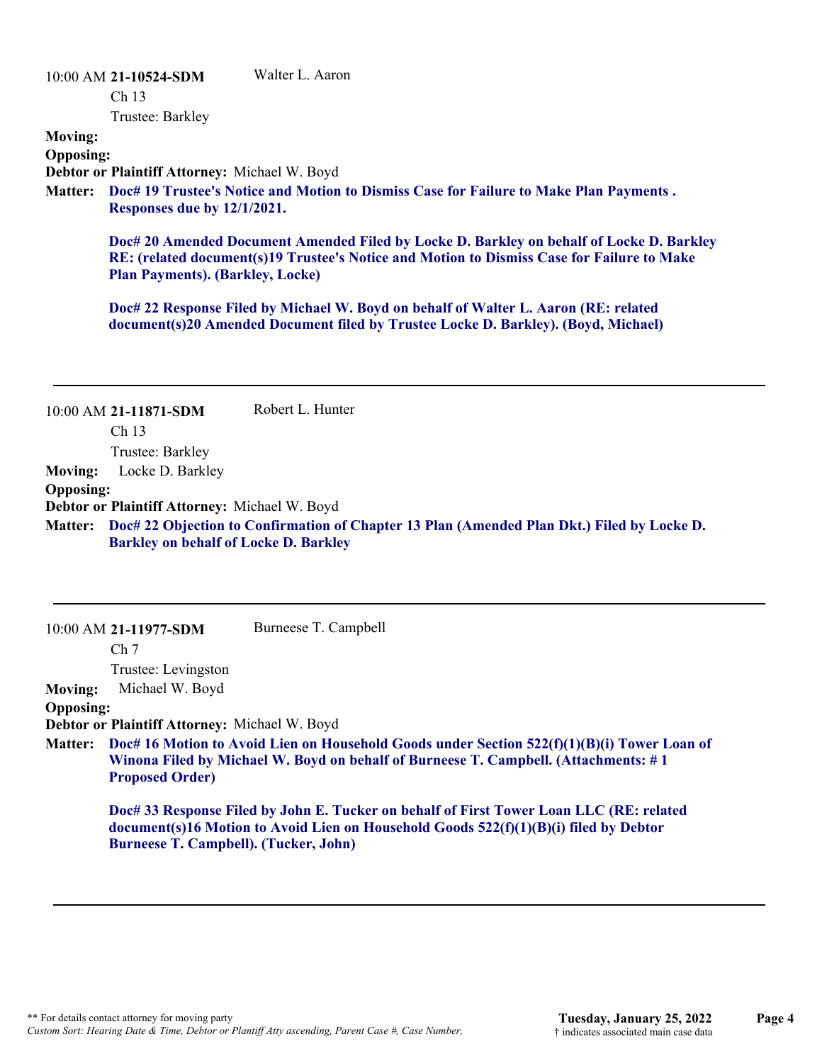10:00 AM **21-10524-SDM** Walter L. Aaron
Ch 13
Trustee: Barkley

**Moving:**

**Opposing:**

**Debtor or Plaintiff Attorney:** Michael W. Boyd

**Matter:** **Doc# 19 Trustee's Notice and Motion to Dismiss Case for Failure to Make Plan Payments . Responses due by 12/1/2021.**

**Doc# 20 Amended Document Amended Filed by Locke D. Barkley on behalf of Locke D. Barkley RE: (related document(s)19 Trustee's Notice and Motion to Dismiss Case for Failure to Make Plan Payments). (Barkley, Locke)**

**Doc# 22 Response Filed by Michael W. Boyd on behalf of Walter L. Aaron (RE: related document(s)20 Amended Document filed by Trustee Locke D. Barkley). (Boyd, Michael)**

---

10:00 AM **21-11871-SDM** Robert L. Hunter
Ch 13
Trustee: Barkley

**Moving:** Locke D. Barkley

**Opposing:**

**Debtor or Plaintiff Attorney:** Michael W. Boyd

**Matter:** **Doc# 22 Objection to Confirmation of Chapter 13 Plan (Amended Plan Dkt.) Filed by Locke D. Barkley on behalf of Locke D. Barkley**

---

10:00 AM **21-11977-SDM** Burneese T. Campbell
Ch 7
Trustee: Levingston

**Moving:** Michael W. Boyd

**Opposing:**

**Debtor or Plaintiff Attorney:** Michael W. Boyd

**Matter:** **Doc# 16 Motion to Avoid Lien on Household Goods under Section 522(f)(1)(B)(i) Tower Loan of Winona Filed by Michael W. Boyd on behalf of Burneese T. Campbell. (Attachments: # 1 Proposed Order)**

**Doc# 33 Response Filed by John E. Tucker on behalf of First Tower Loan LLC (RE: related document(s)16 Motion to Avoid Lien on Household Goods 522(f)(1)(B)(i) filed by Debtor Burneese T. Campbell). (Tucker, John)**

---

** For details contact attorney for moving party
*Custom Sort: Hearing Date & Time, Debtor or Plantiff Atty ascending, Parent Case #, Case Number,*

**Tuesday, January 25, 2022**
† indicates associated main case data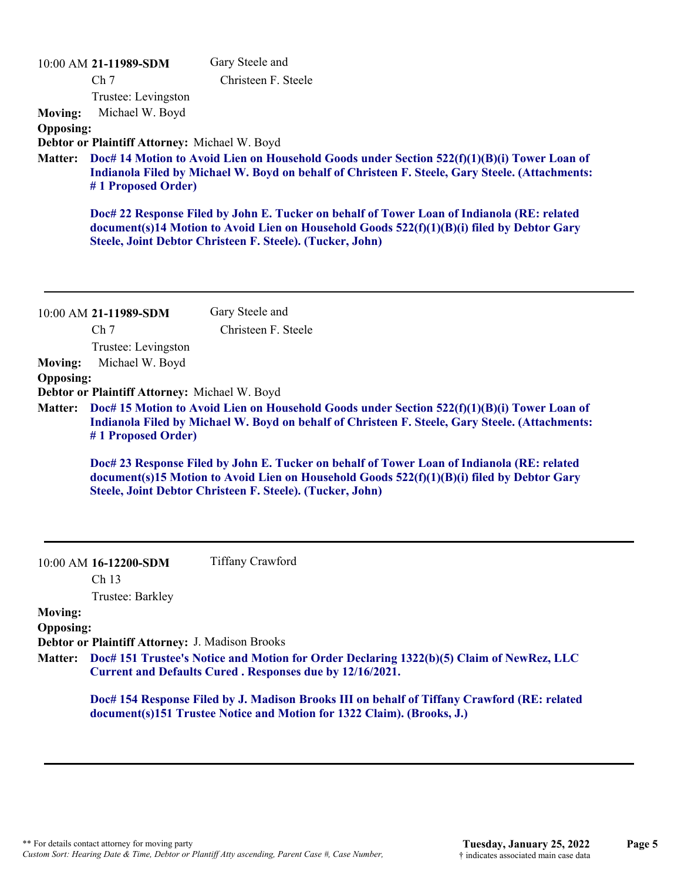10:00 AM **21-11989-SDM** Gary Steele and Christeen F. Steele

Ch 7

Trustee: Levingston

**Moving:** Michael W. Boyd

**Opposing:**

**Debtor or Plaintiff Attorney:** Michael W. Boyd

**Matter:** **Doc# 14 Motion to Avoid Lien on Household Goods under Section 522(f)(1)(B)(i) Tower Loan of Indianola Filed by Michael W. Boyd on behalf of Christeen F. Steele, Gary Steele. (Attachments: # 1 Proposed Order)**

**Doc# 22 Response Filed by John E. Tucker on behalf of Tower Loan of Indianola (RE: related document(s)14 Motion to Avoid Lien on Household Goods 522(f)(1)(B)(i) filed by Debtor Gary Steele, Joint Debtor Christeen F. Steele). (Tucker, John)**

---

10:00 AM **21-11989-SDM** Gary Steele and Christeen F. Steele

Ch 7

Trustee: Levingston

**Moving:** Michael W. Boyd

**Opposing:**

**Debtor or Plaintiff Attorney:** Michael W. Boyd

**Matter:** **Doc# 15 Motion to Avoid Lien on Household Goods under Section 522(f)(1)(B)(i) Tower Loan of Indianola Filed by Michael W. Boyd on behalf of Christeen F. Steele, Gary Steele. (Attachments: # 1 Proposed Order)**

**Doc# 23 Response Filed by John E. Tucker on behalf of Tower Loan of Indianola (RE: related document(s)15 Motion to Avoid Lien on Household Goods 522(f)(1)(B)(i) filed by Debtor Gary Steele, Joint Debtor Christeen F. Steele). (Tucker, John)**

---

10:00 AM **16-12200-SDM** Tiffany Crawford

Ch 13

Trustee: Barkley

**Moving:**

**Opposing:**

**Debtor or Plaintiff Attorney:** J. Madison Brooks

**Matter:** **Doc# 151 Trustee's Notice and Motion for Order Declaring 1322(b)(5) Claim of NewRez, LLC Current and Defaults Cured . Responses due by 12/16/2021.**

**Doc# 154 Response Filed by J. Madison Brooks III on behalf of Tiffany Crawford (RE: related document(s)151 Trustee Notice and Motion for 1322 Claim). (Brooks, J.)**

---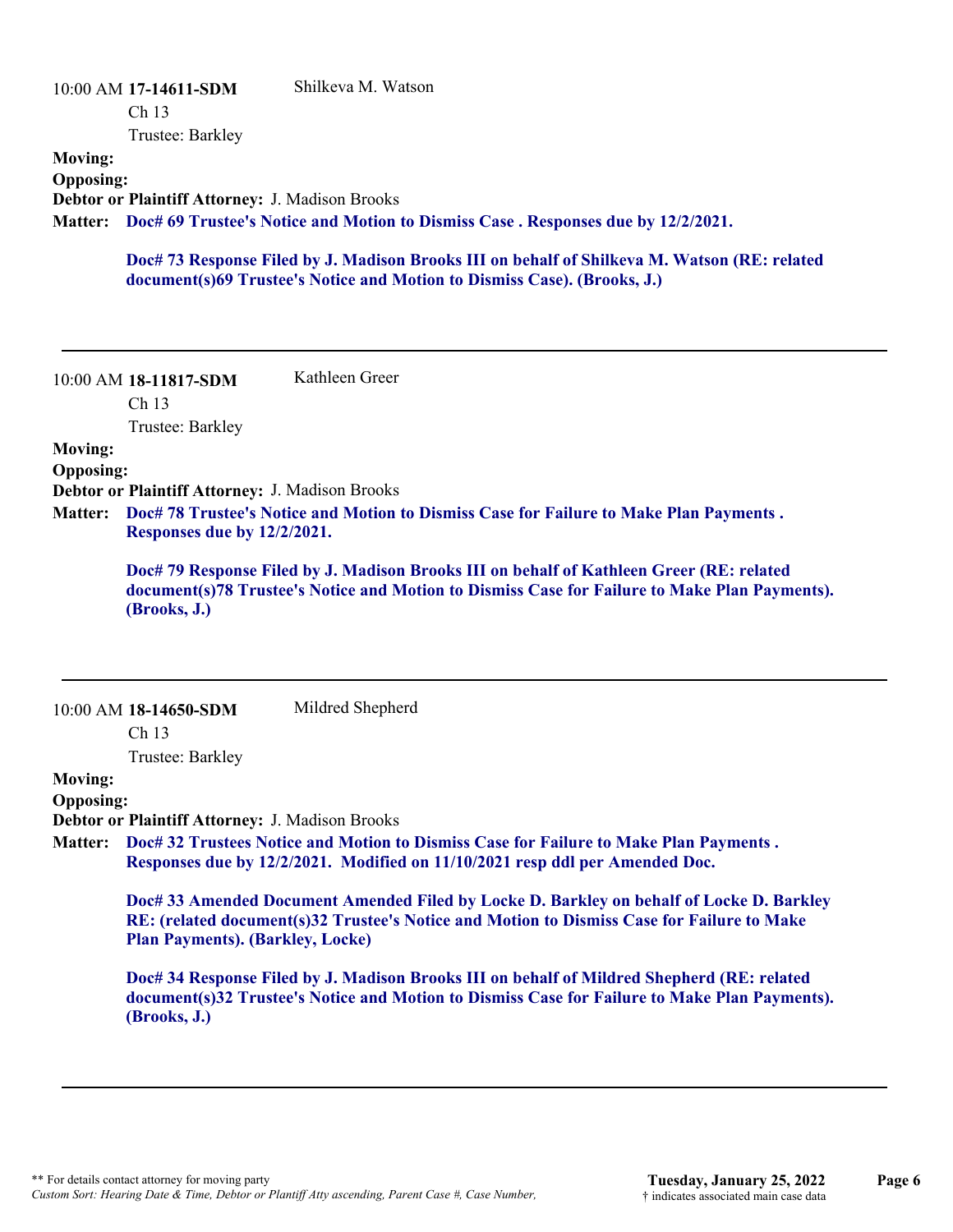10:00 AM **17-14611-SDM** Shilkeva M. Watson

Ch 13

Trustee: Barkley

**Moving:**

**Opposing:**

**Debtor or Plaintiff Attorney:** J. Madison Brooks

**Matter:** **Doc# 69 Trustee's Notice and Motion to Dismiss Case . Responses due by 12/2/2021.**

**Doc# 73 Response Filed by J. Madison Brooks III on behalf of Shilkeva M. Watson (RE: related document(s)69 Trustee's Notice and Motion to Dismiss Case). (Brooks, J.)**

---

10:00 AM **18-11817-SDM** Kathleen Greer

Ch 13

Trustee: Barkley

**Moving:**

**Opposing:**

**Debtor or Plaintiff Attorney:** J. Madison Brooks

**Matter:** **Doc# 78 Trustee's Notice and Motion to Dismiss Case for Failure to Make Plan Payments . Responses due by 12/2/2021.**

**Doc# 79 Response Filed by J. Madison Brooks III on behalf of Kathleen Greer (RE: related document(s)78 Trustee's Notice and Motion to Dismiss Case for Failure to Make Plan Payments). (Brooks, J.)**

---

10:00 AM **18-14650-SDM** Mildred Shepherd

Ch 13

Trustee: Barkley

**Moving:**

**Opposing:**

**Debtor or Plaintiff Attorney:** J. Madison Brooks

**Matter:** **Doc# 32 Trustees Notice and Motion to Dismiss Case for Failure to Make Plan Payments . Responses due by 12/2/2021. Modified on 11/10/2021 resp ddl per Amended Doc.**

**Doc# 33 Amended Document Amended Filed by Locke D. Barkley on behalf of Locke D. Barkley RE: (related document(s)32 Trustee's Notice and Motion to Dismiss Case for Failure to Make Plan Payments). (Barkley, Locke)**

**Doc# 34 Response Filed by J. Madison Brooks III on behalf of Mildred Shepherd (RE: related document(s)32 Trustee's Notice and Motion to Dismiss Case for Failure to Make Plan Payments). (Brooks, J.)**

---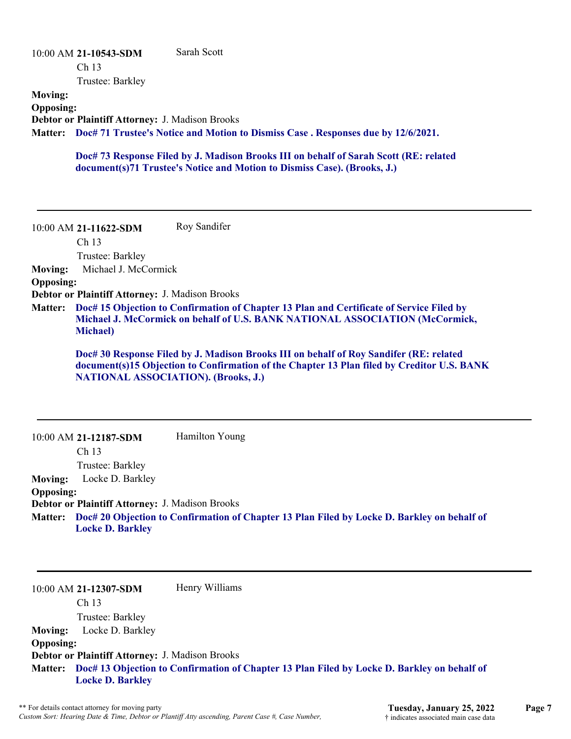10:00 AM **21-10543-SDM** Sarah Scott

Ch 13

Trustee: Barkley

**Moving:**

**Opposing:**

**Debtor or Plaintiff Attorney:** J. Madison Brooks

**Matter:** **Doc# 71 Trustee's Notice and Motion to Dismiss Case . Responses due by 12/6/2021.**

**Doc# 73 Response Filed by J. Madison Brooks III on behalf of Sarah Scott (RE: related document(s)71 Trustee's Notice and Motion to Dismiss Case). (Brooks, J.)**

---

10:00 AM **21-11622-SDM** Roy Sandifer

Ch 13

Trustee: Barkley

**Moving:** Michael J. McCormick

**Opposing:**

**Debtor or Plaintiff Attorney:** J. Madison Brooks

**Matter:** **Doc# 15 Objection to Confirmation of Chapter 13 Plan and Certificate of Service Filed by Michael J. McCormick on behalf of U.S. BANK NATIONAL ASSOCIATION (McCormick, Michael)**

**Doc# 30 Response Filed by J. Madison Brooks III on behalf of Roy Sandifer (RE: related document(s)15 Objection to Confirmation of the Chapter 13 Plan filed by Creditor U.S. BANK NATIONAL ASSOCIATION). (Brooks, J.)**

---

10:00 AM **21-12187-SDM** Hamilton Young

Ch 13

Trustee: Barkley

**Moving:** Locke D. Barkley

**Opposing:**

**Debtor or Plaintiff Attorney:** J. Madison Brooks

**Matter:** **Doc# 20 Objection to Confirmation of Chapter 13 Plan Filed by Locke D. Barkley on behalf of Locke D. Barkley**

---

10:00 AM **21-12307-SDM** Henry Williams

Ch 13

Trustee: Barkley

**Moving:** Locke D. Barkley

**Opposing:**

**Debtor or Plaintiff Attorney:** J. Madison Brooks

**Matter:** **Doc# 13 Objection to Confirmation of Chapter 13 Plan Filed by Locke D. Barkley on behalf of Locke D. Barkley**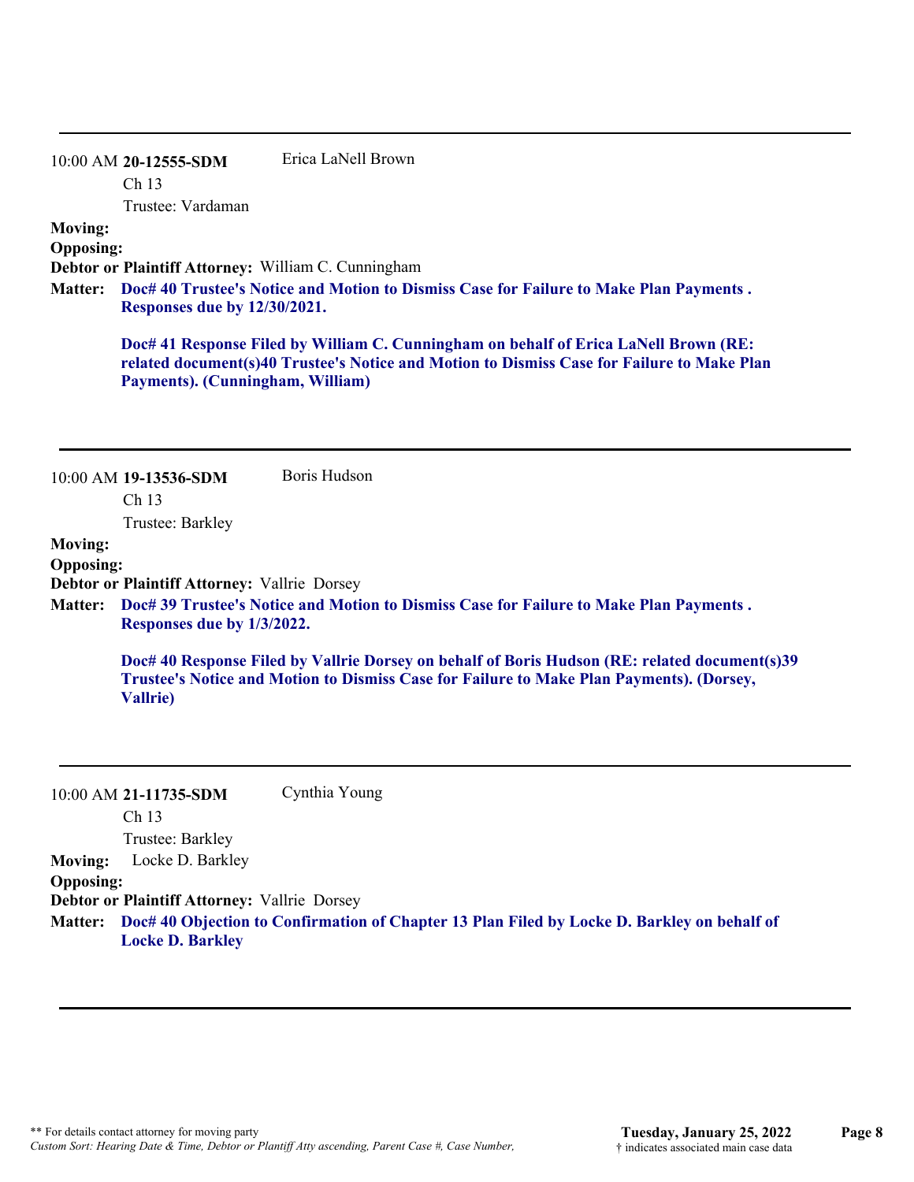---

10:00 AM **20-12555-SDM** Erica LaNell Brown

Ch 13

Trustee: Vardaman

**Moving:**

**Opposing:**

**Debtor or Plaintiff Attorney:** William C. Cunningham

**Matter:** **Doc# 40 Trustee's Notice and Motion to Dismiss Case for Failure to Make Plan Payments . Responses due by 12/30/2021.**

**Doc# 41 Response Filed by William C. Cunningham on behalf of Erica LaNell Brown (RE: related document(s)40 Trustee's Notice and Motion to Dismiss Case for Failure to Make Plan Payments). (Cunningham, William)**

---

10:00 AM **19-13536-SDM** Boris Hudson

Ch 13

Trustee: Barkley

**Moving:**

**Opposing:**

**Debtor or Plaintiff Attorney:** Vallrie Dorsey

**Matter:** **Doc# 39 Trustee's Notice and Motion to Dismiss Case for Failure to Make Plan Payments . Responses due by 1/3/2022.**

**Doc# 40 Response Filed by Vallrie Dorsey on behalf of Boris Hudson (RE: related document(s)39 Trustee's Notice and Motion to Dismiss Case for Failure to Make Plan Payments). (Dorsey, Vallrie)**

---

10:00 AM **21-11735-SDM** Cynthia Young

Ch 13

Trustee: Barkley

**Moving:** Locke D. Barkley

**Opposing:**

**Debtor or Plaintiff Attorney:** Vallrie Dorsey

**Matter:** **Doc# 40 Objection to Confirmation of Chapter 13 Plan Filed by Locke D. Barkley on behalf of Locke D. Barkley**

---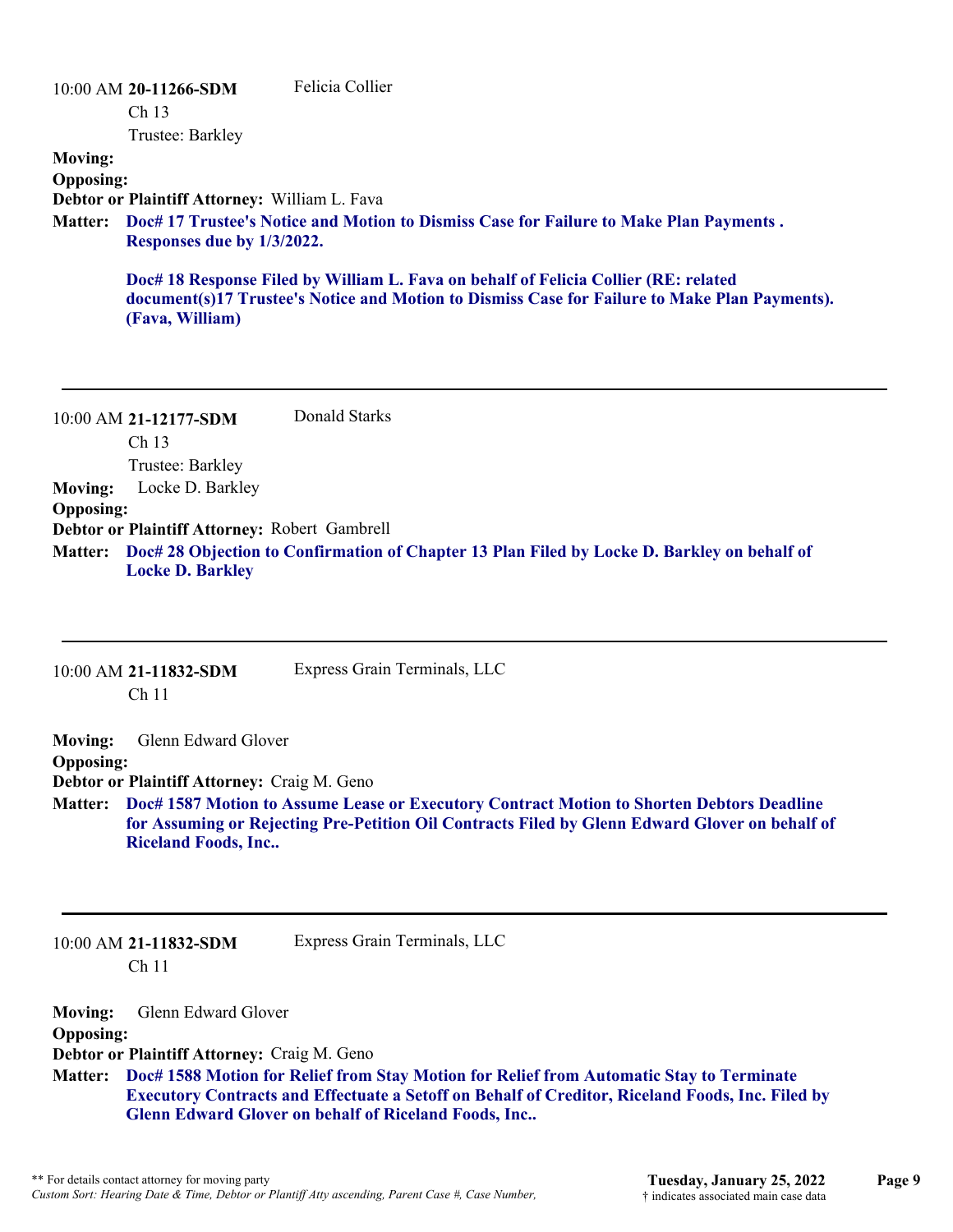10:00 AM **20-11266-SDM** Felicia Collier

Ch 13

Trustee: Barkley

**Moving:**

**Opposing:**

**Debtor or Plaintiff Attorney:** William L. Fava

**Matter:** **Doc# 17 Trustee's Notice and Motion to Dismiss Case for Failure to Make Plan Payments . Responses due by 1/3/2022.**

**Doc# 18 Response Filed by William L. Fava on behalf of Felicia Collier (RE: related document(s)17 Trustee's Notice and Motion to Dismiss Case for Failure to Make Plan Payments). (Fava, William)**

---

10:00 AM **21-12177-SDM** Donald Starks

Ch 13

Trustee: Barkley

**Moving:** Locke D. Barkley

**Opposing:**

**Debtor or Plaintiff Attorney:** Robert Gambrell

**Matter:** **Doc# 28 Objection to Confirmation of Chapter 13 Plan Filed by Locke D. Barkley on behalf of Locke D. Barkley**

---

10:00 AM **21-11832-SDM** Express Grain Terminals, LLC

Ch 11

**Moving:** Glenn Edward Glover

**Opposing:**

**Debtor or Plaintiff Attorney:** Craig M. Geno

**Matter:** **Doc# 1587 Motion to Assume Lease or Executory Contract Motion to Shorten Debtors Deadline for Assuming or Rejecting Pre-Petition Oil Contracts Filed by Glenn Edward Glover on behalf of Riceland Foods, Inc..**

---

10:00 AM **21-11832-SDM** Express Grain Terminals, LLC

Ch 11

**Moving:** Glenn Edward Glover

**Opposing:**

**Debtor or Plaintiff Attorney:** Craig M. Geno

**Matter:** **Doc# 1588 Motion for Relief from Stay Motion for Relief from Automatic Stay to Terminate Executory Contracts and Effectuate a Setoff on Behalf of Creditor, Riceland Foods, Inc. Filed by Glenn Edward Glover on behalf of Riceland Foods, Inc..**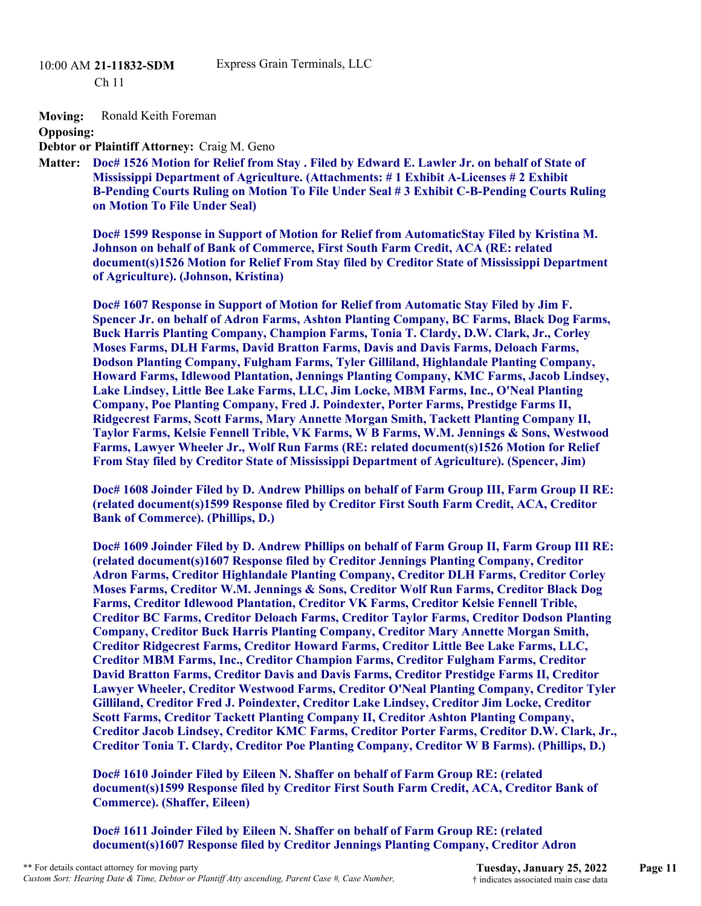10:00 AM **21-11832-SDM** Express Grain Terminals, LLC

Ch 11

**Moving:** Ronald Keith Foreman

**Opposing:**

**Debtor or Plaintiff Attorney:** Craig M. Geno

**Matter:** **Doc# 1526 Motion for Relief from Stay . Filed by Edward E. Lawler Jr. on behalf of State of Mississippi Department of Agriculture. (Attachments: # 1 Exhibit A-Licenses # 2 Exhibit B-Pending Courts Ruling on Motion To File Under Seal # 3 Exhibit C-B-Pending Courts Ruling on Motion To File Under Seal)**

**Doc# 1599 Response in Support of Motion for Relief from AutomaticStay Filed by Kristina M. Johnson on behalf of Bank of Commerce, First South Farm Credit, ACA (RE: related document(s)1526 Motion for Relief From Stay filed by Creditor State of Mississippi Department of Agriculture). (Johnson, Kristina)**

**Doc# 1607 Response in Support of Motion for Relief from Automatic Stay Filed by Jim F. Spencer Jr. on behalf of Adron Farms, Ashton Planting Company, BC Farms, Black Dog Farms, Buck Harris Planting Company, Champion Farms, Tonia T. Clardy, D.W. Clark, Jr., Corley Moses Farms, DLH Farms, David Bratton Farms, Davis and Davis Farms, Deloach Farms, Dodson Planting Company, Fulgham Farms, Tyler Gilliland, Highlandale Planting Company, Howard Farms, Idlewood Plantation, Jennings Planting Company, KMC Farms, Jacob Lindsey, Lake Lindsey, Little Bee Lake Farms, LLC, Jim Locke, MBM Farms, Inc., O'Neal Planting Company, Poe Planting Company, Fred J. Poindexter, Porter Farms, Prestidge Farms II, Ridgecrest Farms, Scott Farms, Mary Annette Morgan Smith, Tackett Planting Company II, Taylor Farms, Kelsie Fennell Trible, VK Farms, W B Farms, W.M. Jennings & Sons, Westwood Farms, Lawyer Wheeler Jr., Wolf Run Farms (RE: related document(s)1526 Motion for Relief From Stay filed by Creditor State of Mississippi Department of Agriculture). (Spencer, Jim)**

**Doc# 1608 Joinder Filed by D. Andrew Phillips on behalf of Farm Group III, Farm Group II RE: (related document(s)1599 Response filed by Creditor First South Farm Credit, ACA, Creditor Bank of Commerce). (Phillips, D.)**

**Doc# 1609 Joinder Filed by D. Andrew Phillips on behalf of Farm Group II, Farm Group III RE: (related document(s)1607 Response filed by Creditor Jennings Planting Company, Creditor Adron Farms, Creditor Highlandale Planting Company, Creditor DLH Farms, Creditor Corley Moses Farms, Creditor W.M. Jennings & Sons, Creditor Wolf Run Farms, Creditor Black Dog Farms, Creditor Idlewood Plantation, Creditor VK Farms, Creditor Kelsie Fennell Trible, Creditor BC Farms, Creditor Deloach Farms, Creditor Taylor Farms, Creditor Dodson Planting Company, Creditor Buck Harris Planting Company, Creditor Mary Annette Morgan Smith, Creditor Ridgecrest Farms, Creditor Howard Farms, Creditor Little Bee Lake Farms, LLC, Creditor MBM Farms, Inc., Creditor Champion Farms, Creditor Fulgham Farms, Creditor David Bratton Farms, Creditor Davis and Davis Farms, Creditor Prestidge Farms II, Creditor Lawyer Wheeler, Creditor Westwood Farms, Creditor O'Neal Planting Company, Creditor Tyler Gilliland, Creditor Fred J. Poindexter, Creditor Lake Lindsey, Creditor Jim Locke, Creditor Scott Farms, Creditor Tackett Planting Company II, Creditor Ashton Planting Company, Creditor Jacob Lindsey, Creditor KMC Farms, Creditor Porter Farms, Creditor D.W. Clark, Jr., Creditor Tonia T. Clardy, Creditor Poe Planting Company, Creditor W B Farms). (Phillips, D.)**

**Doc# 1610 Joinder Filed by Eileen N. Shaffer on behalf of Farm Group RE: (related document(s)1599 Response filed by Creditor First South Farm Credit, ACA, Creditor Bank of Commerce). (Shaffer, Eileen)**

**Doc# 1611 Joinder Filed by Eileen N. Shaffer on behalf of Farm Group RE: (related document(s)1607 Response filed by Creditor Jennings Planting Company, Creditor Adron**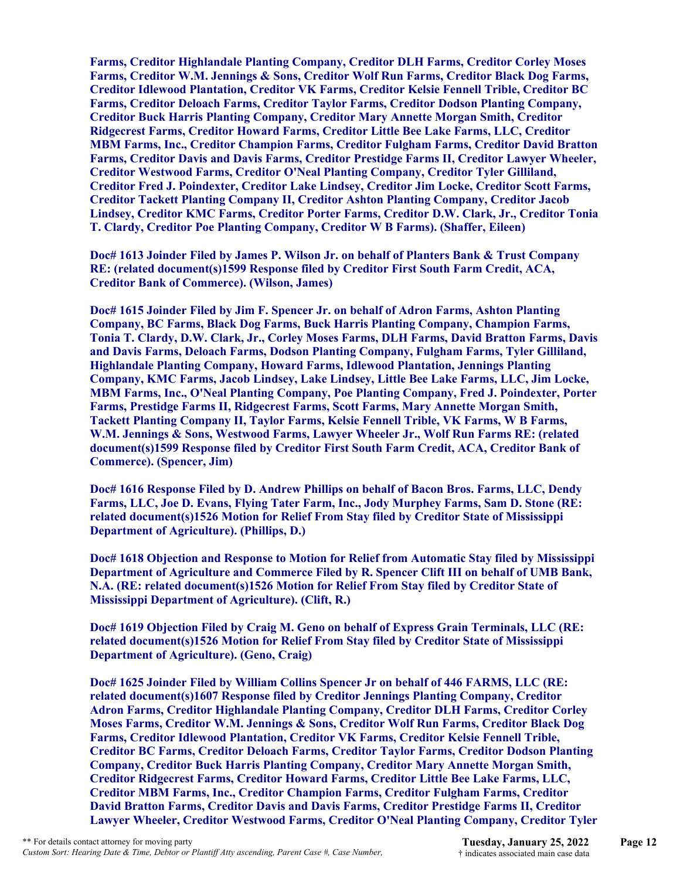**Farms, Creditor Highlandale Planting Company, Creditor DLH Farms, Creditor Corley Moses Farms, Creditor W.M. Jennings & Sons, Creditor Wolf Run Farms, Creditor Black Dog Farms, Creditor Idlewood Plantation, Creditor VK Farms, Creditor Kelsie Fennell Trible, Creditor BC Farms, Creditor Deloach Farms, Creditor Taylor Farms, Creditor Dodson Planting Company, Creditor Buck Harris Planting Company, Creditor Mary Annette Morgan Smith, Creditor Ridgecrest Farms, Creditor Howard Farms, Creditor Little Bee Lake Farms, LLC, Creditor MBM Farms, Inc., Creditor Champion Farms, Creditor Fulgham Farms, Creditor David Bratton Farms, Creditor Davis and Davis Farms, Creditor Prestidge Farms II, Creditor Lawyer Wheeler, Creditor Westwood Farms, Creditor O'Neal Planting Company, Creditor Tyler Gilliland, Creditor Fred J. Poindexter, Creditor Lake Lindsey, Creditor Jim Locke, Creditor Scott Farms, Creditor Tackett Planting Company II, Creditor Ashton Planting Company, Creditor Jacob Lindsey, Creditor KMC Farms, Creditor Porter Farms, Creditor D.W. Clark, Jr., Creditor Tonia T. Clardy, Creditor Poe Planting Company, Creditor W B Farms). (Shaffer, Eileen)**

**Doc# 1613 Joinder Filed by James P. Wilson Jr. on behalf of Planters Bank & Trust Company RE: (related document(s)1599 Response filed by Creditor First South Farm Credit, ACA, Creditor Bank of Commerce). (Wilson, James)**

**Doc# 1615 Joinder Filed by Jim F. Spencer Jr. on behalf of Adron Farms, Ashton Planting Company, BC Farms, Black Dog Farms, Buck Harris Planting Company, Champion Farms, Tonia T. Clardy, D.W. Clark, Jr., Corley Moses Farms, DLH Farms, David Bratton Farms, Davis and Davis Farms, Deloach Farms, Dodson Planting Company, Fulgham Farms, Tyler Gilliland, Highlandale Planting Company, Howard Farms, Idlewood Plantation, Jennings Planting Company, KMC Farms, Jacob Lindsey, Lake Lindsey, Little Bee Lake Farms, LLC, Jim Locke, MBM Farms, Inc., O'Neal Planting Company, Poe Planting Company, Fred J. Poindexter, Porter Farms, Prestidge Farms II, Ridgecrest Farms, Scott Farms, Mary Annette Morgan Smith, Tackett Planting Company II, Taylor Farms, Kelsie Fennell Trible, VK Farms, W B Farms, W.M. Jennings & Sons, Westwood Farms, Lawyer Wheeler Jr., Wolf Run Farms RE: (related document(s)1599 Response filed by Creditor First South Farm Credit, ACA, Creditor Bank of Commerce). (Spencer, Jim)**

**Doc# 1616 Response Filed by D. Andrew Phillips on behalf of Bacon Bros. Farms, LLC, Dendy Farms, LLC, Joe D. Evans, Flying Tater Farm, Inc., Jody Murphey Farms, Sam D. Stone (RE: related document(s)1526 Motion for Relief From Stay filed by Creditor State of Mississippi Department of Agriculture). (Phillips, D.)**

**Doc# 1618 Objection and Response to Motion for Relief from Automatic Stay filed by Mississippi Department of Agriculture and Commerce Filed by R. Spencer Clift III on behalf of UMB Bank, N.A. (RE: related document(s)1526 Motion for Relief From Stay filed by Creditor State of Mississippi Department of Agriculture). (Clift, R.)**

**Doc# 1619 Objection Filed by Craig M. Geno on behalf of Express Grain Terminals, LLC (RE: related document(s)1526 Motion for Relief From Stay filed by Creditor State of Mississippi Department of Agriculture). (Geno, Craig)**

**Doc# 1625 Joinder Filed by William Collins Spencer Jr on behalf of 446 FARMS, LLC (RE: related document(s)1607 Response filed by Creditor Jennings Planting Company, Creditor Adron Farms, Creditor Highlandale Planting Company, Creditor DLH Farms, Creditor Corley Moses Farms, Creditor W.M. Jennings & Sons, Creditor Wolf Run Farms, Creditor Black Dog Farms, Creditor Idlewood Plantation, Creditor VK Farms, Creditor Kelsie Fennell Trible, Creditor BC Farms, Creditor Deloach Farms, Creditor Taylor Farms, Creditor Dodson Planting Company, Creditor Buck Harris Planting Company, Creditor Mary Annette Morgan Smith, Creditor Ridgecrest Farms, Creditor Howard Farms, Creditor Little Bee Lake Farms, LLC, Creditor MBM Farms, Inc., Creditor Champion Farms, Creditor Fulgham Farms, Creditor David Bratton Farms, Creditor Davis and Davis Farms, Creditor Prestidge Farms II, Creditor Lawyer Wheeler, Creditor Westwood Farms, Creditor O'Neal Planting Company, Creditor Tyler**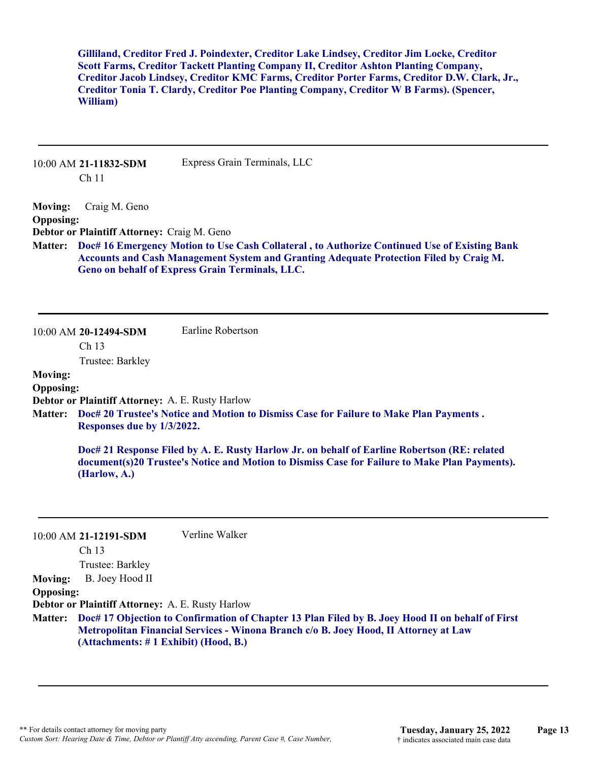**Gilliland, Creditor Fred J. Poindexter, Creditor Lake Lindsey, Creditor Jim Locke, Creditor Scott Farms, Creditor Tackett Planting Company II, Creditor Ashton Planting Company, Creditor Jacob Lindsey, Creditor KMC Farms, Creditor Porter Farms, Creditor D.W. Clark, Jr., Creditor Tonia T. Clardy, Creditor Poe Planting Company, Creditor W B Farms). (Spencer, William)**

---

10:00 AM **21-11832-SDM** Express Grain Terminals, LLC
Ch 11

**Moving:** Craig M. Geno
**Opposing:**
**Debtor or Plaintiff Attorney:** Craig M. Geno
**Matter:** **Doc# 16 Emergency Motion to Use Cash Collateral , to Authorize Continued Use of Existing Bank Accounts and Cash Management System and Granting Adequate Protection Filed by Craig M. Geno on behalf of Express Grain Terminals, LLC.**

---

10:00 AM **20-12494-SDM** Earline Robertson
Ch 13
Trustee: Barkley

**Moving:**
**Opposing:**
**Debtor or Plaintiff Attorney:** A. E. Rusty Harlow
**Matter:** **Doc# 20 Trustee's Notice and Motion to Dismiss Case for Failure to Make Plan Payments . Responses due by 1/3/2022.**

**Doc# 21 Response Filed by A. E. Rusty Harlow Jr. on behalf of Earline Robertson (RE: related document(s)20 Trustee's Notice and Motion to Dismiss Case for Failure to Make Plan Payments). (Harlow, A.)**

---

10:00 AM **21-12191-SDM** Verline Walker
Ch 13
Trustee: Barkley

**Moving:** B. Joey Hood II
**Opposing:**
**Debtor or Plaintiff Attorney:** A. E. Rusty Harlow
**Matter:** **Doc# 17 Objection to Confirmation of Chapter 13 Plan Filed by B. Joey Hood II on behalf of First Metropolitan Financial Services - Winona Branch c/o B. Joey Hood, II Attorney at Law (Attachments: # 1 Exhibit) (Hood, B.)**

---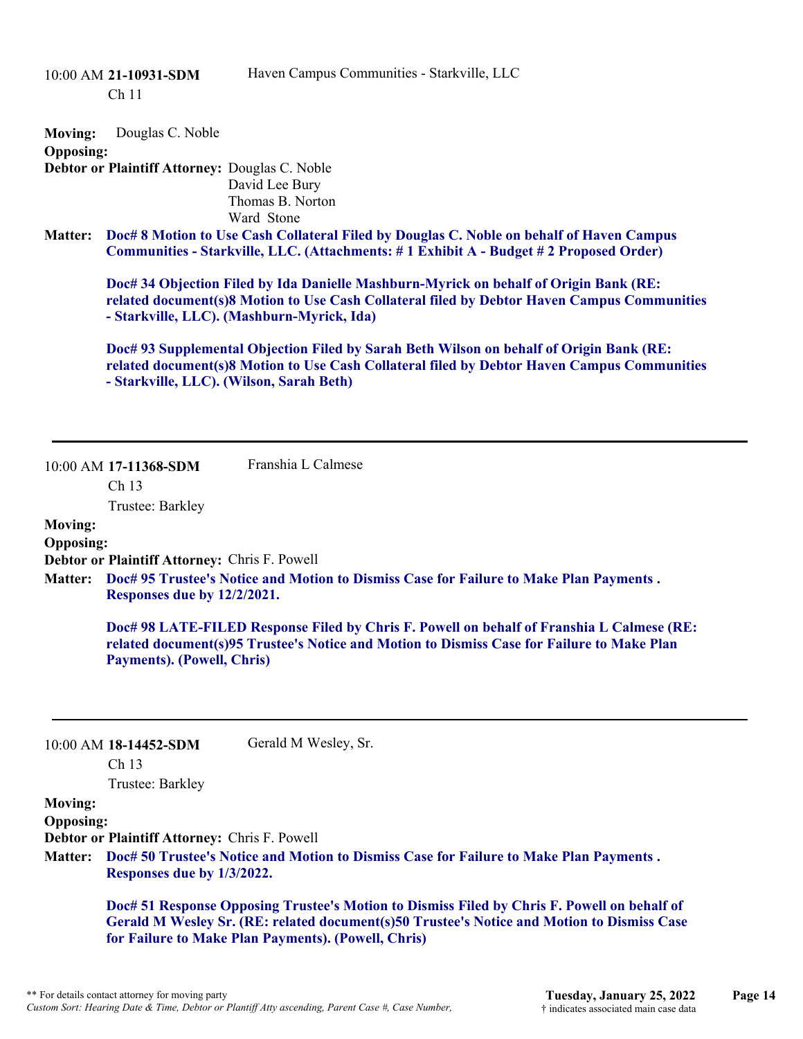10:00 AM **21-10931-SDM** Haven Campus Communities - Starkville, LLC
Ch 11

**Moving:** Douglas C. Noble
**Opposing:**
**Debtor or Plaintiff Attorney:** Douglas C. Noble
David Lee Bury
Thomas B. Norton
Ward Stone

**Matter:** **Doc# 8 Motion to Use Cash Collateral Filed by Douglas C. Noble on behalf of Haven Campus Communities - Starkville, LLC. (Attachments: # 1 Exhibit A - Budget # 2 Proposed Order)**

**Doc# 34 Objection Filed by Ida Danielle Mashburn-Myrick on behalf of Origin Bank (RE: related document(s)8 Motion to Use Cash Collateral filed by Debtor Haven Campus Communities - Starkville, LLC). (Mashburn-Myrick, Ida)**

**Doc# 93 Supplemental Objection Filed by Sarah Beth Wilson on behalf of Origin Bank (RE: related document(s)8 Motion to Use Cash Collateral filed by Debtor Haven Campus Communities - Starkville, LLC). (Wilson, Sarah Beth)**

---

10:00 AM **17-11368-SDM** Franshia L Calmese
Ch 13
Trustee: Barkley

**Moving:**
**Opposing:**
**Debtor or Plaintiff Attorney:** Chris F. Powell

**Matter:** **Doc# 95 Trustee's Notice and Motion to Dismiss Case for Failure to Make Plan Payments . Responses due by 12/2/2021.**

**Doc# 98 LATE-FILED Response Filed by Chris F. Powell on behalf of Franshia L Calmese (RE: related document(s)95 Trustee's Notice and Motion to Dismiss Case for Failure to Make Plan Payments). (Powell, Chris)**

---

10:00 AM **18-14452-SDM** Gerald M Wesley, Sr.
Ch 13
Trustee: Barkley

**Moving:**
**Opposing:**
**Debtor or Plaintiff Attorney:** Chris F. Powell

**Matter:** **Doc# 50 Trustee's Notice and Motion to Dismiss Case for Failure to Make Plan Payments . Responses due by 1/3/2022.**

**Doc# 51 Response Opposing Trustee's Motion to Dismiss Filed by Chris F. Powell on behalf of Gerald M Wesley Sr. (RE: related document(s)50 Trustee's Notice and Motion to Dismiss Case for Failure to Make Plan Payments). (Powell, Chris)**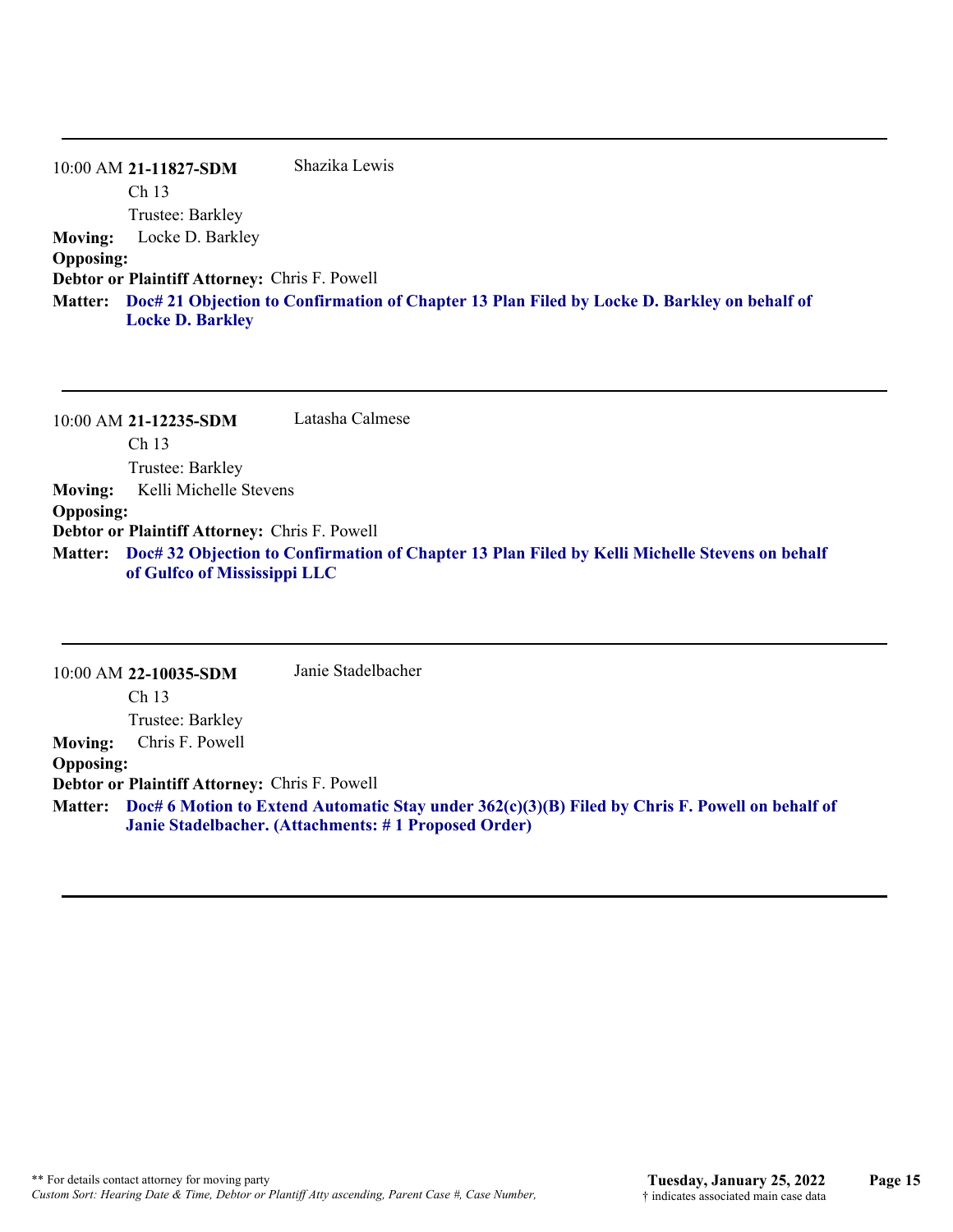---

10:00 AM **21-11827-SDM** Shazika Lewis
Ch 13
Trustee: Barkley

**Moving:** Locke D. Barkley
**Opposing:**
**Debtor or Plaintiff Attorney:** Chris F. Powell
**Matter:** **Doc# 21 Objection to Confirmation of Chapter 13 Plan Filed by Locke D. Barkley on behalf of Locke D. Barkley**

---

10:00 AM **21-12235-SDM** Latasha Calmese
Ch 13
Trustee: Barkley

**Moving:** Kelli Michelle Stevens
**Opposing:**
**Debtor or Plaintiff Attorney:** Chris F. Powell
**Matter:** **Doc# 32 Objection to Confirmation of Chapter 13 Plan Filed by Kelli Michelle Stevens on behalf of Gulfco of Mississippi LLC**

---

10:00 AM **22-10035-SDM** Janie Stadelbacher
Ch 13
Trustee: Barkley

**Moving:** Chris F. Powell
**Opposing:**
**Debtor or Plaintiff Attorney:** Chris F. Powell
**Matter:** **Doc# 6 Motion to Extend Automatic Stay under 362(c)(3)(B) Filed by Chris F. Powell on behalf of Janie Stadelbacher. (Attachments: # 1 Proposed Order)**

---

** For details contact attorney for moving party
*Custom Sort: Hearing Date & Time, Debtor or Plantiff Atty ascending, Parent Case #, Case Number,*

**Tuesday, January 25, 2022**
† indicates associated main case data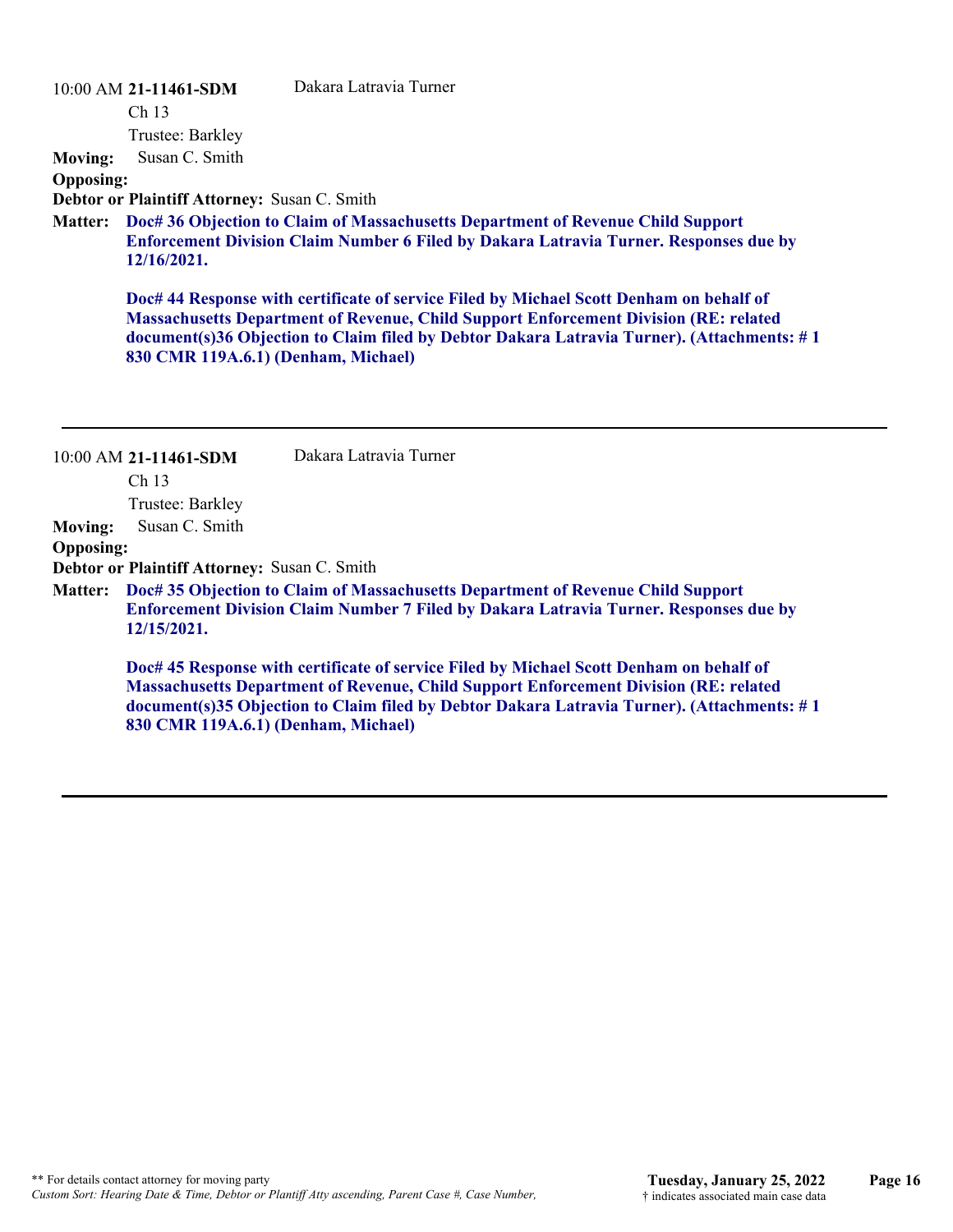10:00 AM **21-11461-SDM** Dakara Latravia Turner

Ch 13

Trustee: Barkley

**Moving:** Susan C. Smith

**Opposing:**

**Debtor or Plaintiff Attorney:** Susan C. Smith

**Matter:** **Doc# 36 Objection to Claim of Massachusetts Department of Revenue Child Support Enforcement Division Claim Number 6 Filed by Dakara Latravia Turner. Responses due by 12/16/2021.**

**Doc# 44 Response with certificate of service Filed by Michael Scott Denham on behalf of Massachusetts Department of Revenue, Child Support Enforcement Division (RE: related document(s)36 Objection to Claim filed by Debtor Dakara Latravia Turner). (Attachments: # 1 830 CMR 119A.6.1) (Denham, Michael)**

---

10:00 AM **21-11461-SDM** Dakara Latravia Turner

Ch 13

Trustee: Barkley

**Moving:** Susan C. Smith

**Opposing:**

**Debtor or Plaintiff Attorney:** Susan C. Smith

**Matter:** **Doc# 35 Objection to Claim of Massachusetts Department of Revenue Child Support Enforcement Division Claim Number 7 Filed by Dakara Latravia Turner. Responses due by 12/15/2021.**

**Doc# 45 Response with certificate of service Filed by Michael Scott Denham on behalf of Massachusetts Department of Revenue, Child Support Enforcement Division (RE: related document(s)35 Objection to Claim filed by Debtor Dakara Latravia Turner). (Attachments: # 1 830 CMR 119A.6.1) (Denham, Michael)**

---

** For details contact attorney for moving party

*Custom Sort: Hearing Date & Time, Debtor or Plantiff Atty ascending, Parent Case #, Case Number,*

**Tuesday, January 25, 2022**

† indicates associated main case data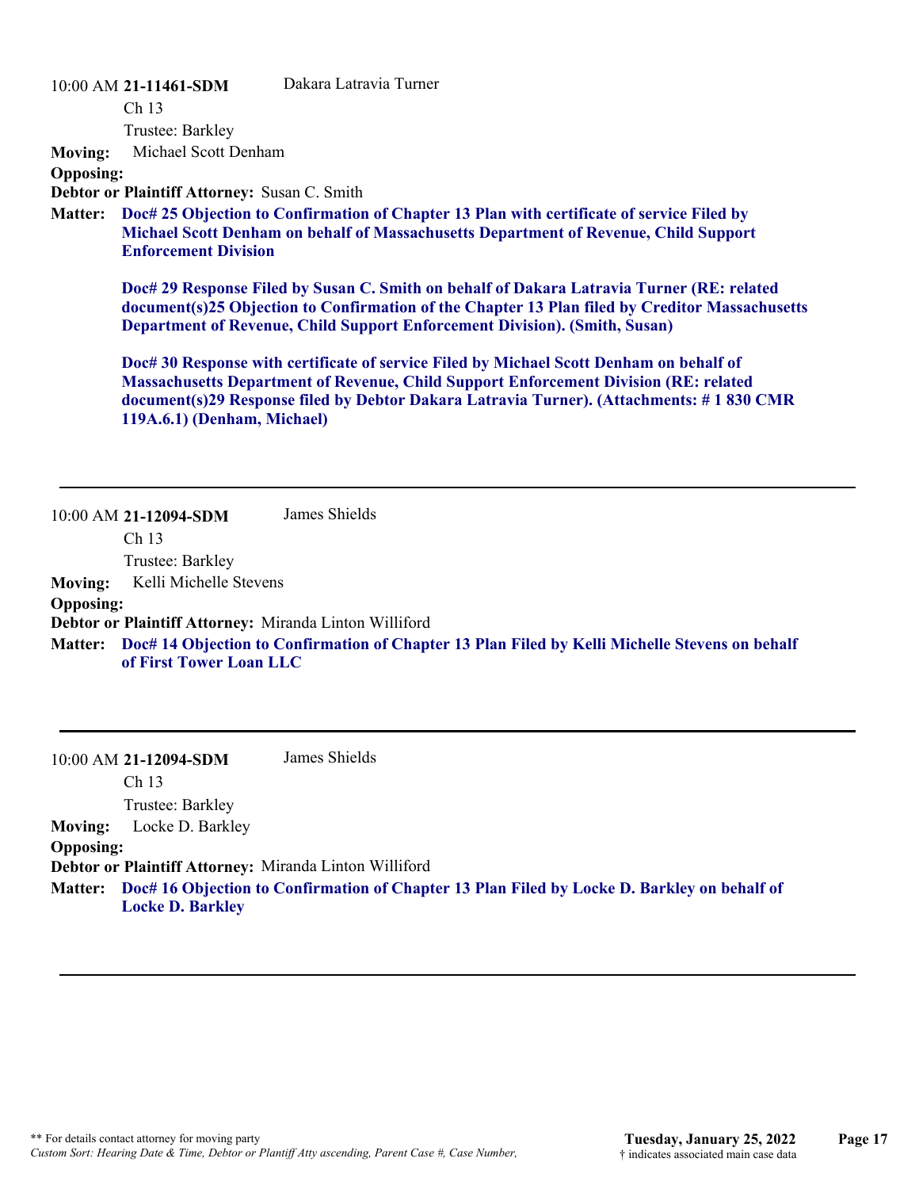10:00 AM **21-11461-SDM** Dakara Latravia Turner

Ch 13

Trustee: Barkley

**Moving:** Michael Scott Denham

**Opposing:**

**Debtor or Plaintiff Attorney:** Susan C. Smith

**Matter:** **Doc# 25 Objection to Confirmation of Chapter 13 Plan with certificate of service Filed by Michael Scott Denham on behalf of Massachusetts Department of Revenue, Child Support Enforcement Division**

**Doc# 29 Response Filed by Susan C. Smith on behalf of Dakara Latravia Turner (RE: related document(s)25 Objection to Confirmation of the Chapter 13 Plan filed by Creditor Massachusetts Department of Revenue, Child Support Enforcement Division). (Smith, Susan)**

**Doc# 30 Response with certificate of service Filed by Michael Scott Denham on behalf of Massachusetts Department of Revenue, Child Support Enforcement Division (RE: related document(s)29 Response filed by Debtor Dakara Latravia Turner). (Attachments: # 1 830 CMR 119A.6.1) (Denham, Michael)**

---

10:00 AM **21-12094-SDM** James Shields

Ch 13

Trustee: Barkley

**Moving:** Kelli Michelle Stevens

**Opposing:**

**Debtor or Plaintiff Attorney:** Miranda Linton Williford

**Matter:** **Doc# 14 Objection to Confirmation of Chapter 13 Plan Filed by Kelli Michelle Stevens on behalf of First Tower Loan LLC**

---

10:00 AM **21-12094-SDM** James Shields

Ch 13

Trustee: Barkley

**Moving:** Locke D. Barkley

**Opposing:**

**Debtor or Plaintiff Attorney:** Miranda Linton Williford

**Matter:** **Doc# 16 Objection to Confirmation of Chapter 13 Plan Filed by Locke D. Barkley on behalf of Locke D. Barkley**

---

** For details contact attorney for moving party

*Custom Sort: Hearing Date & Time, Debtor or Plantiff Atty ascending, Parent Case #, Case Number,*

**Tuesday, January 25, 2022**

† indicates associated main case data